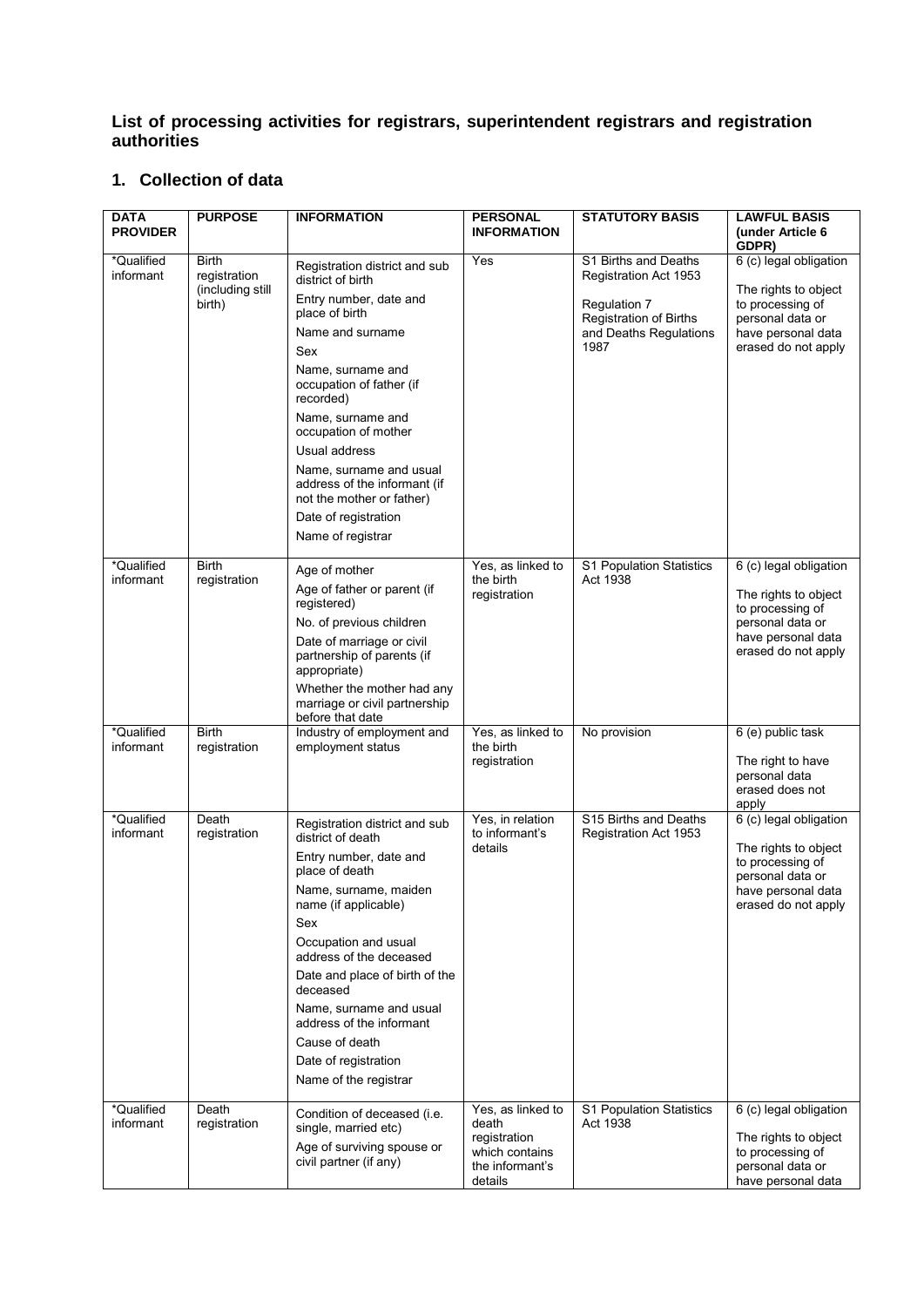## List of processing activities for registrars, superintendent registrars and registration authorities

### 1. Collection of data

| DATA PROVIDER | PURPOSE | INFORMATION | PERSONAL INFORMATION | STATUTORY BASIS | LAWFUL BASIS (under Article 6 GDPR) |
|---|---|---|---|---|---|
| *Qualified informant | Birth registration (including still birth) | Registration district and sub district of birth<br>Entry number, date and place of birth<br>Name and surname<br>Sex<br>Name, surname and occupation of father (if recorded)<br>Name, surname and occupation of mother<br>Usual address<br>Name, surname and usual address of the informant (if not the mother or father)<br>Date of registration<br>Name of registrar | Yes | S1 Births and Deaths Registration Act 1953<br>Regulation 7 Registration of Births and Deaths Regulations 1987 | 6 (c) legal obligation<br>The rights to object to processing of personal data or have personal data erased do not apply |
| *Qualified informant | Birth registration | Age of mother<br>Age of father or parent (if registered)<br>No. of previous children<br>Date of marriage or civil partnership of parents (if appropriate)<br>Whether the mother had any marriage or civil partnership before that date | Yes, as linked to the birth registration | S1 Population Statistics Act 1938 | 6 (c) legal obligation<br>The rights to object to processing of personal data or have personal data erased do not apply |
| *Qualified informant | Birth registration | Industry of employment and employment status | Yes, as linked to the birth registration | No provision | 6 (e) public task<br>The right to have personal data erased does not apply |
| *Qualified informant | Death registration | Registration district and sub district of death<br>Entry number, date and place of death<br>Name, surname, maiden name (if applicable)<br>Sex<br>Occupation and usual address of the deceased<br>Date and place of birth of the deceased<br>Name, surname and usual address of the informant<br>Cause of death<br>Date of registration<br>Name of the registrar | Yes, in relation to informant's details | S15 Births and Deaths Registration Act 1953 | 6 (c) legal obligation<br>The rights to object to processing of personal data or have personal data erased do not apply |
| *Qualified informant | Death registration | Condition of deceased (i.e. single, married etc)<br>Age of surviving spouse or civil partner (if any) | Yes, as linked to death registration which contains the informant's details | S1 Population Statistics Act 1938 | 6 (c) legal obligation<br>The rights to object to processing of personal data or have personal data |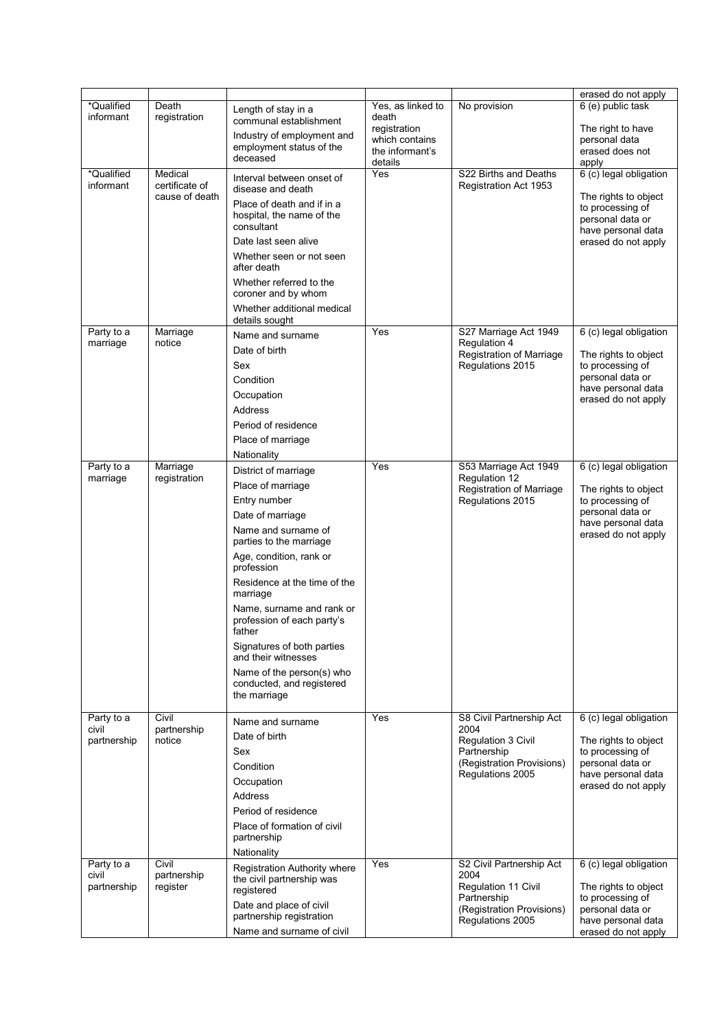| | | | | | |
|---|---|---|---|---|---|
| | | | | | erased do not apply |
| *Qualified informant | Death registration | Length of stay in a communal establishment<br>Industry of employment and employment status of the deceased | Yes, as linked to death registration which contains the informant's details | No provision | 6 (e) public task<br><br>The right to have personal data erased does not apply |
| *Qualified informant | Medical certificate of cause of death | Interval between onset of disease and death<br>Place of death and if in a hospital, the name of the consultant<br>Date last seen alive<br>Whether seen or not seen after death<br>Whether referred to the coroner and by whom<br>Whether additional medical details sought | Yes | S22 Births and Deaths Registration Act 1953 | 6 (c) legal obligation<br><br>The rights to object to processing of personal data or have personal data erased do not apply |
| Party to a marriage | Marriage notice | Name and surname<br>Date of birth<br>Sex<br>Condition<br>Occupation<br>Address<br>Period of residence<br>Place of marriage<br>Nationality | Yes | S27 Marriage Act 1949<br>Regulation 4<br>Registration of Marriage Regulations 2015 | 6 (c) legal obligation<br><br>The rights to object to processing of personal data or have personal data erased do not apply |
| Party to a marriage | Marriage registration | District of marriage<br>Place of marriage<br>Entry number<br>Date of marriage<br>Name and surname of parties to the marriage<br>Age, condition, rank or profession<br>Residence at the time of the marriage<br>Name, surname and rank or profession of each party's father<br>Signatures of both parties and their witnesses<br>Name of the person(s) who conducted, and registered the marriage | Yes | S53 Marriage Act 1949<br>Regulation 12<br>Registration of Marriage Regulations 2015 | 6 (c) legal obligation<br><br>The rights to object to processing of personal data or have personal data erased do not apply |
| Party to a civil partnership | Civil partnership notice | Name and surname<br>Date of birth<br>Sex<br>Condition<br>Occupation<br>Address<br>Period of residence<br>Place of formation of civil partnership<br>Nationality | Yes | S8 Civil Partnership Act 2004<br>Regulation 3 Civil Partnership (Registration Provisions) Regulations 2005 | 6 (c) legal obligation<br><br>The rights to object to processing of personal data or have personal data erased do not apply |
| Party to a civil partnership | Civil partnership register | Registration Authority where the civil partnership was registered<br>Date and place of civil partnership registration<br>Name and surname of civil | Yes | S2 Civil Partnership Act 2004<br>Regulation 11 Civil Partnership (Registration Provisions) Regulations 2005 | 6 (c) legal obligation<br><br>The rights to object to processing of personal data or have personal data erased do not apply |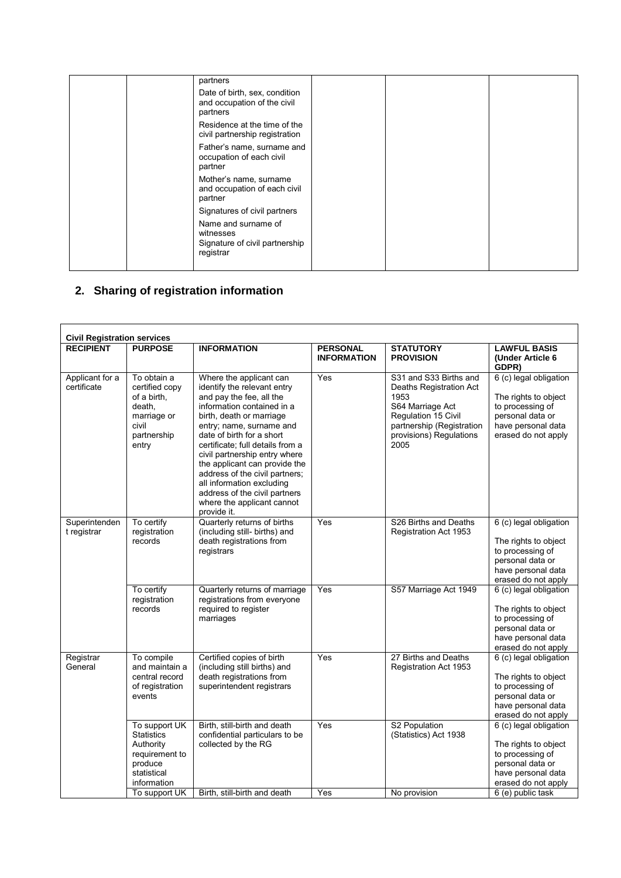| | | partners<br>Date of birth, sex, condition and occupation of the civil partners<br>Residence at the time of the civil partnership registration<br>Father's name, surname and occupation of each civil partner<br>Mother's name, surname and occupation of each civil partner<br>Signatures of civil partners<br>Name and surname of witnesses<br>Signature of civil partnership registrar | | | |
|---|---|---|---|---|---|

## 2. Sharing of registration information

| Civil Registration services | | | | | |
|---|---|---|---|---|---|
| **RECIPIENT** | **PURPOSE** | **INFORMATION** | **PERSONAL INFORMATION** | **STATUTORY PROVISION** | **LAWFUL BASIS (Under Article 6 GDPR)** |
| Applicant for a certificate | To obtain a certified copy of a birth, death, marriage or civil partnership entry | Where the applicant can identify the relevant entry and pay the fee, all the information contained in a birth, death or marriage entry; name, surname and date of birth for a short certificate; full details from a civil partnership entry where the applicant can provide the address of the civil partners; all information excluding address of the civil partners where the applicant cannot provide it. | Yes | S31 and S33 Births and Deaths Registration Act 1953<br>S64 Marriage Act<br>Regulation 15 Civil partnership (Registration provisions) Regulations 2005 | 6 (c) legal obligation<br><br>The rights to object to processing of personal data or have personal data erased do not apply |
| Superintendent registrar | To certify registration records | Quarterly returns of births (including still- births) and death registrations from registrars | Yes | S26 Births and Deaths Registration Act 1953 | 6 (c) legal obligation<br><br>The rights to object to processing of personal data or have personal data erased do not apply |
| | To certify registration records | Quarterly returns of marriage registrations from everyone required to register marriages | Yes | S57 Marriage Act 1949 | 6 (c) legal obligation<br><br>The rights to object to processing of personal data or have personal data erased do not apply |
| Registrar General | To compile and maintain a central record of registration events | Certified copies of birth (including still births) and death registrations from superintendent registrars | Yes | 27 Births and Deaths Registration Act 1953 | 6 (c) legal obligation<br><br>The rights to object to processing of personal data or have personal data erased do not apply |
| | To support UK Statistics Authority requirement to produce statistical information | Birth, still-birth and death confidential particulars to be collected by the RG | Yes | S2 Population (Statistics) Act 1938 | 6 (c) legal obligation<br><br>The rights to object to processing of personal data or have personal data erased do not apply |
| | To support UK | Birth, still-birth and death | Yes | No provision | 6 (e) public task |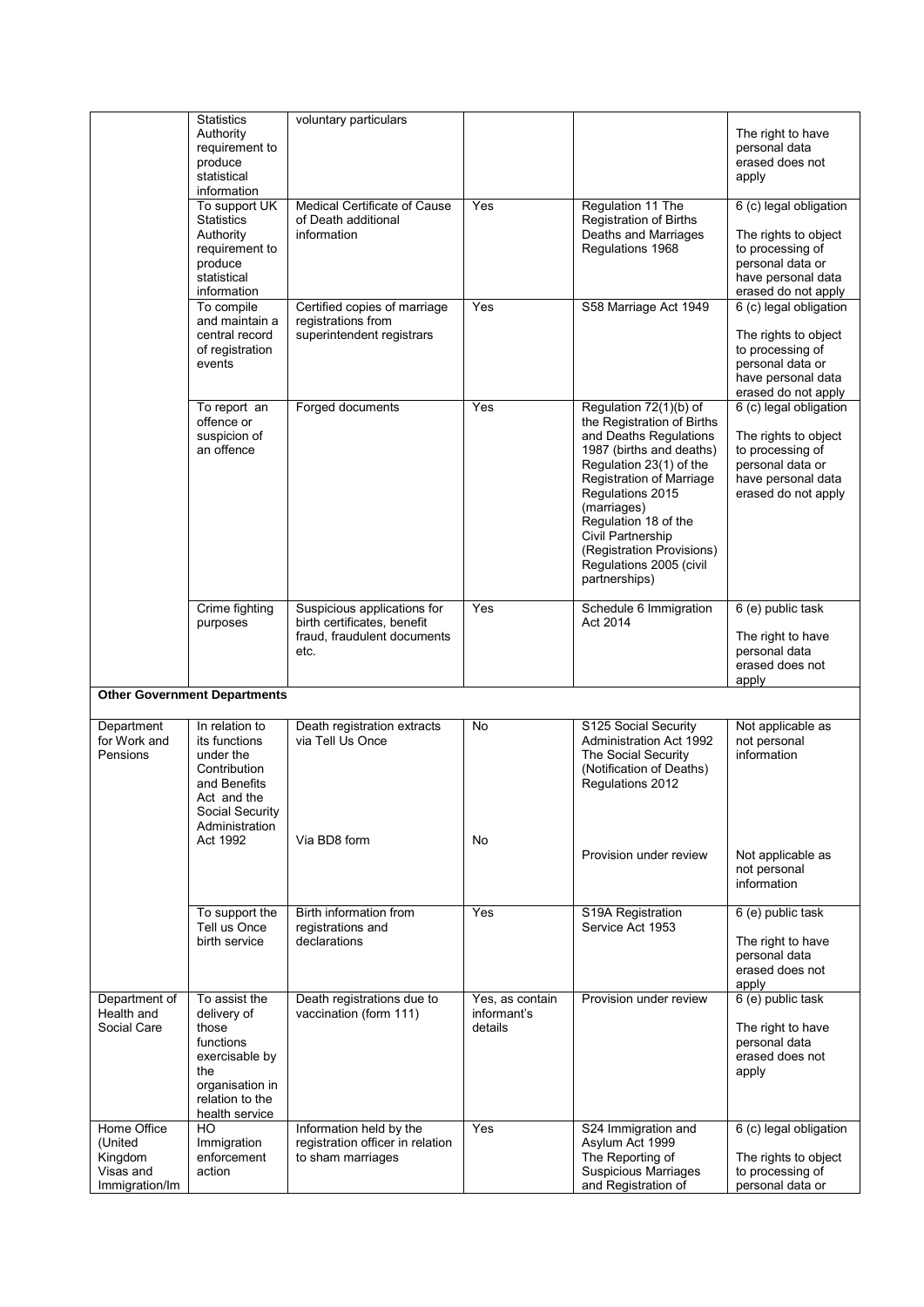| | | | | | |
|---|---|---|---|---|---|
| | Statistics Authority requirement to produce statistical information | voluntary particulars | | | The right to have personal data erased does not apply |
| | To support UK Statistics Authority requirement to produce statistical information | Medical Certificate of Cause of Death additional information | Yes | Regulation 11 The Registration of Births Deaths and Marriages Regulations 1968 | 6 (c) legal obligation<br><br>The rights to object to processing of personal data or have personal data erased do not apply |
| | To compile and maintain a central record of registration events | Certified copies of marriage registrations from superintendent registrars | Yes | S58 Marriage Act 1949 | 6 (c) legal obligation<br><br>The rights to object to processing of personal data or have personal data erased do not apply |
| | To report an offence or suspicion of an offence | Forged documents | Yes | Regulation 72(1)(b) of the Registration of Births and Deaths Regulations 1987 (births and deaths) Regulation 23(1) of the Registration of Marriage Regulations 2015 (marriages) Regulation 18 of the Civil Partnership (Registration Provisions) Regulations 2005 (civil partnerships) | 6 (c) legal obligation<br><br>The rights to object to processing of personal data or have personal data erased do not apply |
| | Crime fighting purposes | Suspicious applications for birth certificates, benefit fraud, fraudulent documents etc. | Yes | Schedule 6 Immigration Act 2014 | 6 (e) public task<br><br>The right to have personal data erased does not apply |
| **Other Government Departments** | | | | | |
| Department for Work and Pensions | In relation to its functions under the Contribution and Benefits Act and the Social Security Administration Act 1992 | Death registration extracts via Tell Us Once<br><br>Via BD8 form | No<br><br>No | S125 Social Security Administration Act 1992 The Social Security (Notification of Deaths) Regulations 2012<br><br>Provision under review | Not applicable as not personal information<br><br>Not applicable as not personal information |
| | To support the Tell us Once birth service | Birth information from registrations and declarations | Yes | S19A Registration Service Act 1953 | 6 (e) public task<br><br>The right to have personal data erased does not apply |
| Department of Health and Social Care | To assist the delivery of those functions exercisable by the organisation in relation to the health service | Death registrations due to vaccination (form 111) | Yes, as contain informant's details | Provision under review | 6 (e) public task<br><br>The right to have personal data erased does not apply |
| Home Office (United Kingdom Visas and Immigration/Im | HO Immigration enforcement action | Information held by the registration officer in relation to sham marriages | Yes | S24 Immigration and Asylum Act 1999 The Reporting of Suspicious Marriages and Registration of | 6 (c) legal obligation<br><br>The rights to object to processing of personal data or |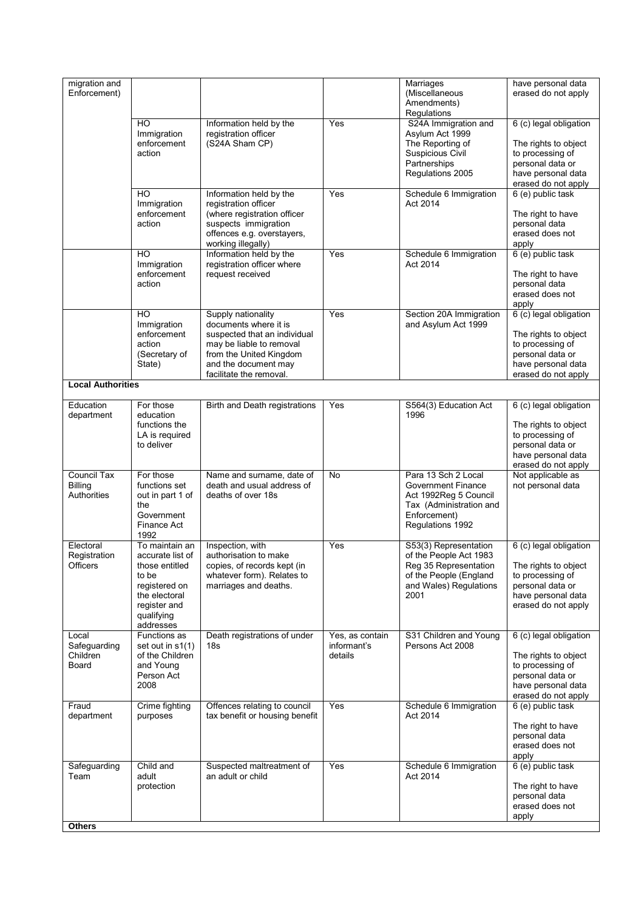| | | | | | |
|---|---|---|---|---|---|
| migration and Enforcement) | | | | Marriages (Miscellaneous Amendments) Regulations | have personal data erased do not apply |
| | HO Immigration enforcement action | Information held by the registration officer (S24A Sham CP) | Yes | S24A Immigration and Asylum Act 1999 The Reporting of Suspicious Civil Partnerships Regulations 2005 | 6 (c) legal obligation The rights to object to processing of personal data or have personal data erased do not apply |
| | HO Immigration enforcement action | Information held by the registration officer (where registration officer suspects immigration offences e.g. overstayers, working illegally) | Yes | Schedule 6 Immigration Act 2014 | 6 (e) public task The right to have personal data erased does not apply |
| | HO Immigration enforcement action | Information held by the registration officer where request received | Yes | Schedule 6 Immigration Act 2014 | 6 (e) public task The right to have personal data erased does not apply |
| | HO Immigration enforcement action (Secretary of State) | Supply nationality documents where it is suspected that an individual may be liable to removal from the United Kingdom and the document may facilitate the removal. | Yes | Section 20A Immigration and Asylum Act 1999 | 6 (c) legal obligation The rights to object to processing of personal data or have personal data erased do not apply |
| **Local Authorities** | | | | | |
| Education department | For those education functions the LA is required to deliver | Birth and Death registrations | Yes | S564(3) Education Act 1996 | 6 (c) legal obligation The rights to object to processing of personal data or have personal data erased do not apply |
| Council Tax Billing Authorities | For those functions set out in part 1 of the Government Finance Act 1992 | Name and surname, date of death and usual address of deaths of over 18s | No | Para 13 Sch 2 Local Government Finance Act 1992Reg 5 Council Tax (Administration and Enforcement) Regulations 1992 | Not applicable as not personal data |
| Electoral Registration Officers | To maintain an accurate list of those entitled to be registered on the electoral register and qualifying addresses | Inspection, with authorisation to make copies, of records kept (in whatever form). Relates to marriages and deaths. | Yes | S53(3) Representation of the People Act 1983 Reg 35 Representation of the People (England and Wales) Regulations 2001 | 6 (c) legal obligation The rights to object to processing of personal data or have personal data erased do not apply |
| Local Safeguarding Children Board | Functions as set out in s1(1) of the Children and Young Person Act 2008 | Death registrations of under 18s | Yes, as contain informant's details | S31 Children and Young Persons Act 2008 | 6 (c) legal obligation The rights to object to processing of personal data or have personal data erased do not apply |
| Fraud department | Crime fighting purposes | Offences relating to council tax benefit or housing benefit | Yes | Schedule 6 Immigration Act 2014 | 6 (e) public task The right to have personal data erased does not apply |
| Safeguarding Team | Child and adult protection | Suspected maltreatment of an adult or child | Yes | Schedule 6 Immigration Act 2014 | 6 (e) public task The right to have personal data erased does not apply |
| **Others** | | | | | |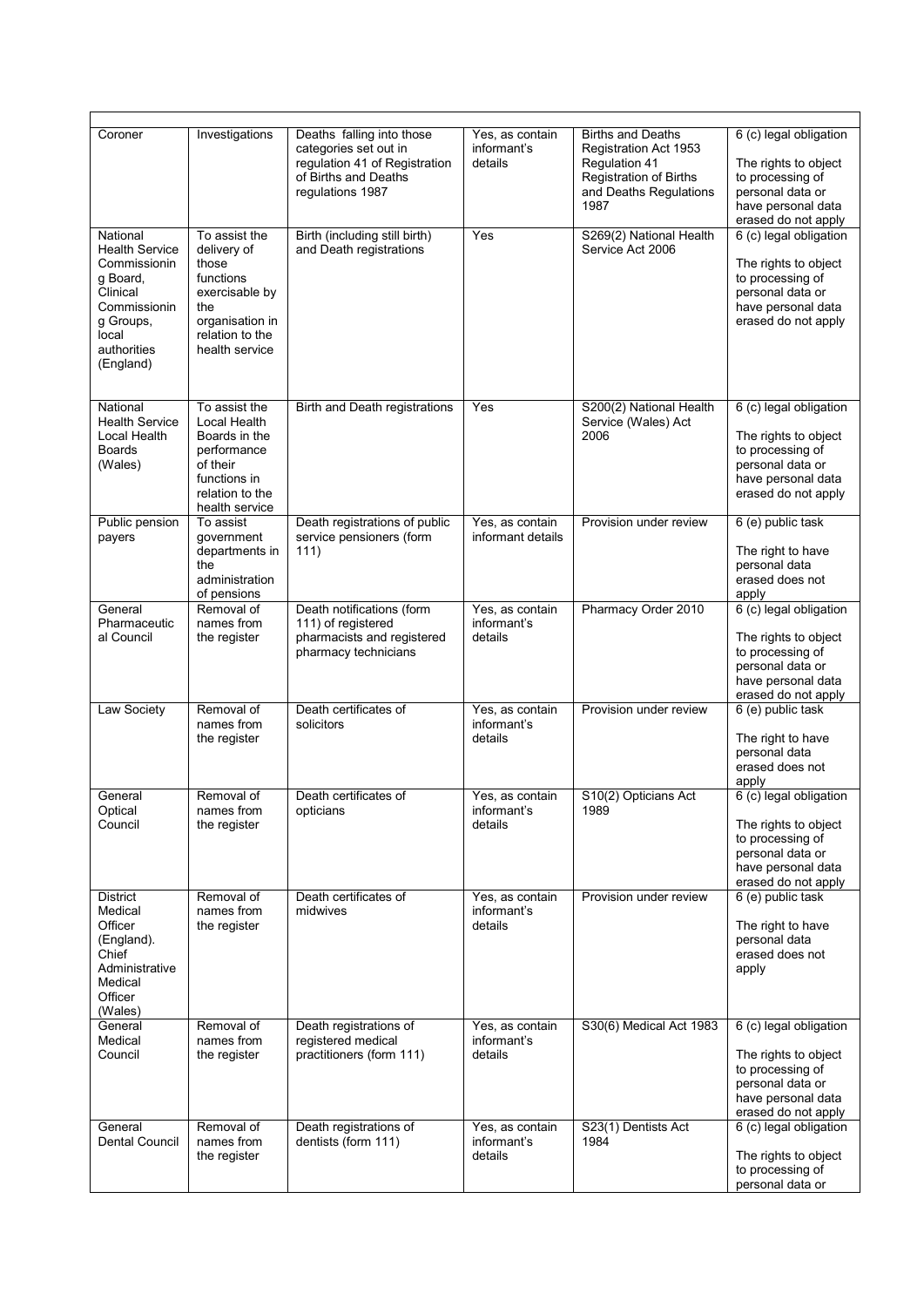| | | | | | |
|---|---|---|---|---|---|
| Coroner | Investigations | Deaths falling into those categories set out in regulation 41 of Registration of Births and Deaths regulations 1987 | Yes, as contain informant's details | Births and Deaths Registration Act 1953 Regulation 41 Registration of Births and Deaths Regulations 1987 | 6 (c) legal obligation<br><br>The rights to object to processing of personal data or have personal data erased do not apply |
| National Health Service Commissioning Board, Clinical Commissioning Groups, local authorities (England) | To assist the delivery of those functions exercisable by the organisation in relation to the health service | Birth (including still birth) and Death registrations | Yes | S269(2) National Health Service Act 2006 | 6 (c) legal obligation<br><br>The rights to object to processing of personal data or have personal data erased do not apply |
| National Health Service Local Health Boards (Wales) | To assist the Local Health Boards in the performance of their functions in relation to the health service | Birth and Death registrations | Yes | S200(2) National Health Service (Wales) Act 2006 | 6 (c) legal obligation<br><br>The rights to object to processing of personal data or have personal data erased do not apply |
| Public pension payers | To assist government departments in the administration of pensions | Death registrations of public service pensioners (form 111) | Yes, as contain informant details | Provision under review | 6 (e) public task<br><br>The right to have personal data erased does not apply |
| General Pharmaceutical Council | Removal of names from the register | Death notifications (form 111) of registered pharmacists and registered pharmacy technicians | Yes, as contain informant's details | Pharmacy Order 2010 | 6 (c) legal obligation<br><br>The rights to object to processing of personal data or have personal data erased do not apply |
| Law Society | Removal of names from the register | Death certificates of solicitors | Yes, as contain informant's details | Provision under review | 6 (e) public task<br><br>The right to have personal data erased does not apply |
| General Optical Council | Removal of names from the register | Death certificates of opticians | Yes, as contain informant's details | S10(2) Opticians Act 1989 | 6 (c) legal obligation<br><br>The rights to object to processing of personal data or have personal data erased do not apply |
| District Medical Officer (England). Chief Administrative Medical Officer (Wales) | Removal of names from the register | Death certificates of midwives | Yes, as contain informant's details | Provision under review | 6 (e) public task<br><br>The right to have personal data erased does not apply |
| General Medical Council | Removal of names from the register | Death registrations of registered medical practitioners (form 111) | Yes, as contain informant's details | S30(6) Medical Act 1983 | 6 (c) legal obligation<br><br>The rights to object to processing of personal data or have personal data erased do not apply |
| General Dental Council | Removal of names from the register | Death registrations of dentists (form 111) | Yes, as contain informant's details | S23(1) Dentists Act 1984 | 6 (c) legal obligation<br><br>The rights to object to processing of personal data or |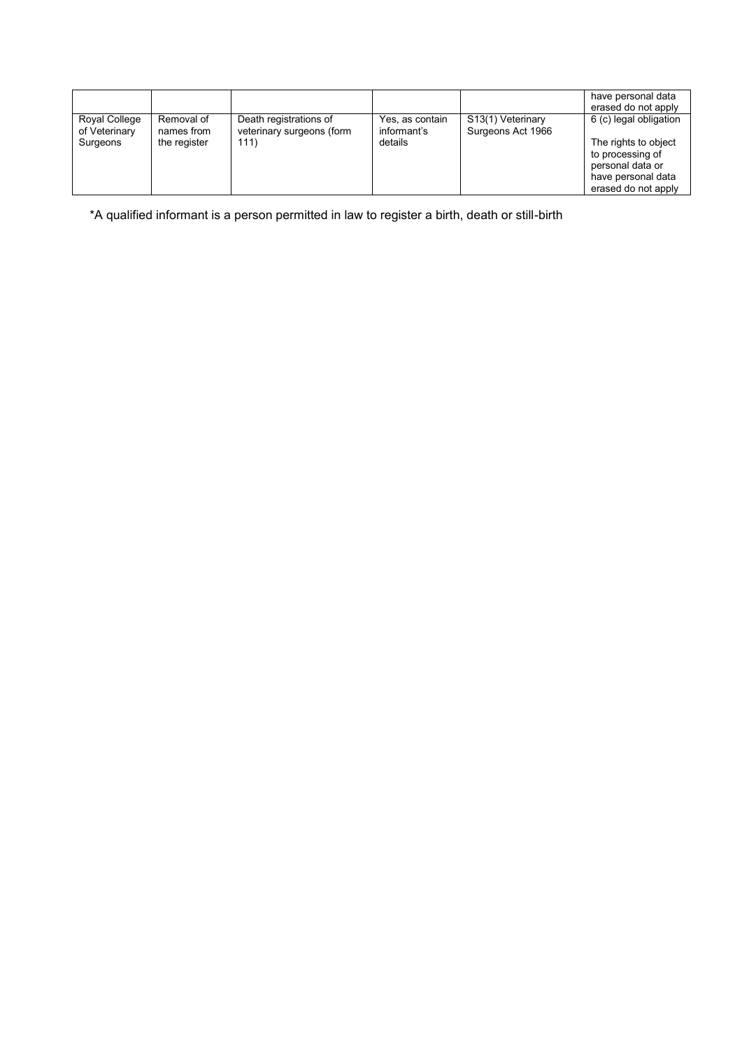| | | | | | |
|---|---|---|---|---|---|
| | | | | | have personal data erased do not apply |
| Royal College of Veterinary Surgeons | Removal of names from the register | Death registrations of veterinary surgeons (form 111) | Yes, as contain informant's details | S13(1) Veterinary Surgeons Act 1966 | 6 (c) legal obligation<br><br>The rights to object to processing of personal data or have personal data erased do not apply |

*A qualified informant is a person permitted in law to register a birth, death or still-birth